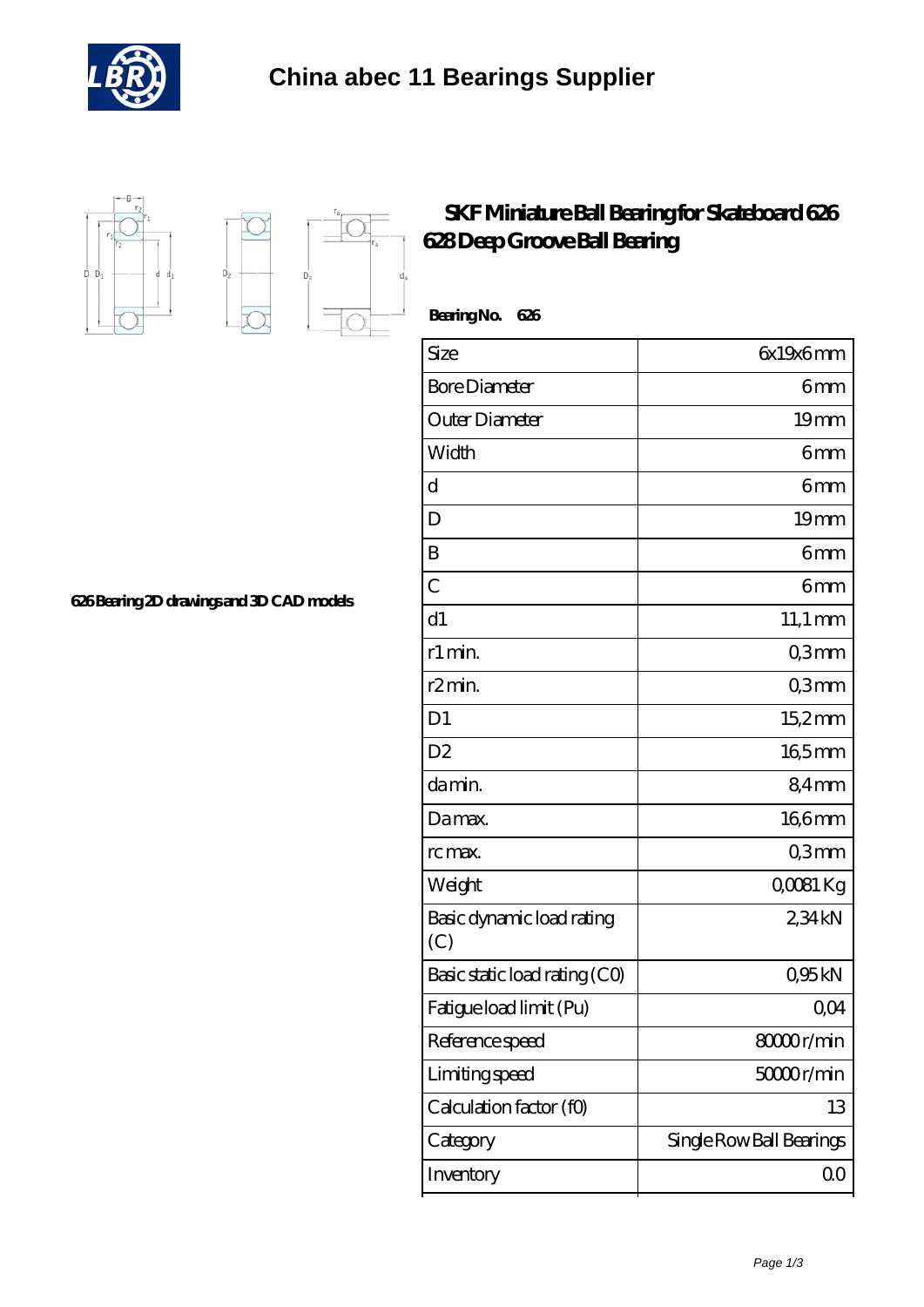# China abec 11 Bearings Supplier

## SKF Miniature Ball Bearing for Skateboard 626 628 Deep Groove Ball Bearing

626 Bearing 2D drawings and 3D CAD models

**Bearing No. 626**

| Size | 6x19x6 mm |
|---|---|
| Bore Diameter | 6 mm |
| Outer Diameter | 19 mm |
| Width | 6 mm |
| d | 6 mm |
| D | 19 mm |
| B | 6 mm |
| C | 6 mm |
| d1 | 11,1 mm |
| r1 min. | 0,3 mm |
| r2 min. | 0,3 mm |
| D1 | 15,2 mm |
| D2 | 16,5 mm |
| da min. | 8,4 mm |
| Da max. | 16,6 mm |
| rc max. | 0,3 mm |
| Weight | 0,0081 Kg |
| Basic dynamic load rating (C) | 2,34 kN |
| Basic static load rating (C0) | 0,95 kN |
| Fatigue load limit (Pu) | 0,04 |
| Reference speed | 80000 r/min |
| Limiting speed | 50000 r/min |
| Calculation factor (f0) | 13 |
| Category | Single Row Ball Bearings |
| Inventory | 0.0 |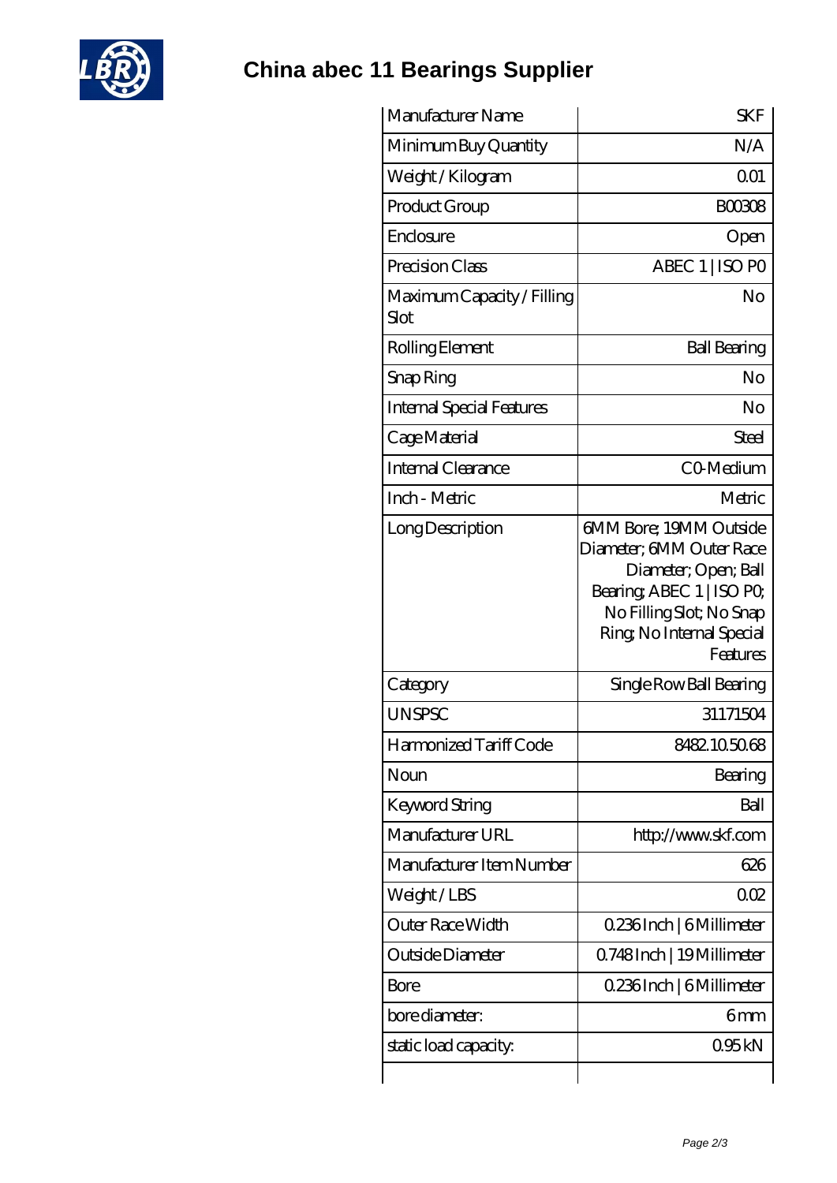# China abec 11 Bearings Supplier

| | |
|---|---|
| Manufacturer Name | SKF |
| Minimum Buy Quantity | N/A |
| Weight / Kilogram | 0.01 |
| Product Group | B00308 |
| Enclosure | Open |
| Precision Class | ABEC 1 \| ISO P0 |
| Maximum Capacity / Filling Slot | No |
| Rolling Element | Ball Bearing |
| Snap Ring | No |
| Internal Special Features | No |
| Cage Material | Steel |
| Internal Clearance | C0-Medium |
| Inch - Metric | Metric |
| Long Description | 6MM Bore; 19MM Outside Diameter; 6MM Outer Race Diameter; Open; Ball Bearing; ABEC 1 \| ISO P0; No Filling Slot; No Snap Ring; No Internal Special Features |
| Category | Single Row Ball Bearing |
| UNSPSC | 31171504 |
| Harmonized Tariff Code | 8482.10.50.68 |
| Noun | Bearing |
| Keyword String | Ball |
| Manufacturer URL | http://www.skf.com |
| Manufacturer Item Number | 626 |
| Weight / LBS | 0.02 |
| Outer Race Width | 0.236 Inch \| 6 Millimeter |
| Outside Diameter | 0.748 Inch \| 19 Millimeter |
| Bore | 0.236 Inch \| 6 Millimeter |
| bore diameter: | 6 mm |
| static load capacity: | 0.95 kN |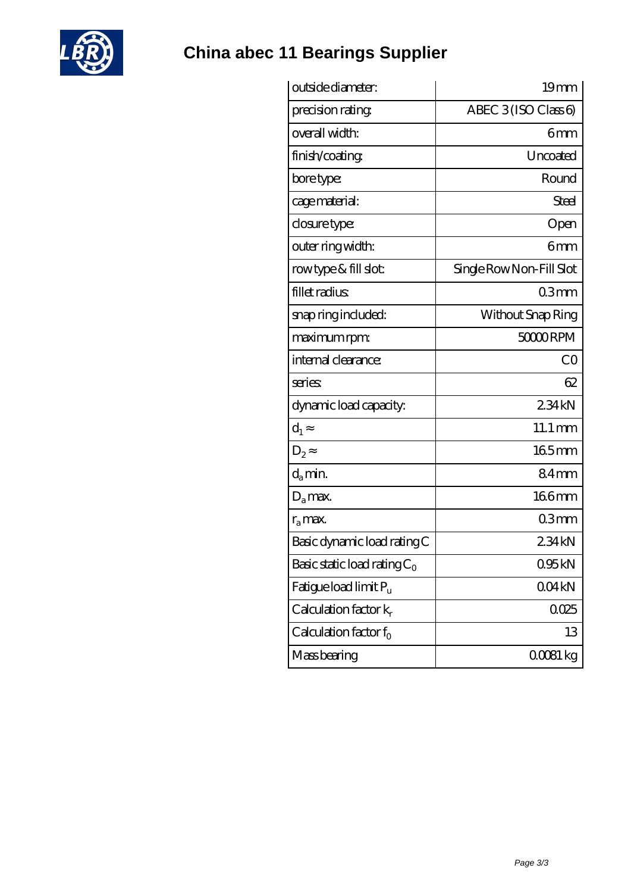# China abec 11 Bearings Supplier

| | |
|---|---|
| outside diameter: | 19 mm |
| precision rating: | ABEC 3 (ISO Class 6) |
| overall width: | 6 mm |
| finish/coating: | Uncoated |
| bore type: | Round |
| cage material: | Steel |
| closure type: | Open |
| outer ring width: | 6 mm |
| row type & fill slot: | Single Row Non-Fill Slot |
| fillet radius: | 0.3 mm |
| snap ring included: | Without Snap Ring |
| maximum rpm: | 50000 RPM |
| internal clearance: | C0 |
| series: | 62 |
| dynamic load capacity: | 2.34 kN |
| $d_1 \approx$ | 11.1 mm |
| $D_2 \approx$ | 16.5 mm |
| $d_a$ min. | 8.4 mm |
| $D_a$ max. | 16.6 mm |
| $r_a$ max. | 0.3 mm |
| Basic dynamic load rating C | 2.34 kN |
| Basic static load rating $C_0$ | 0.95 kN |
| Fatigue load limit $P_u$ | 0.04 kN |
| Calculation factor $k_r$ | 0.025 |
| Calculation factor $f_0$ | 13 |
| Mass bearing | 0.0081 kg |